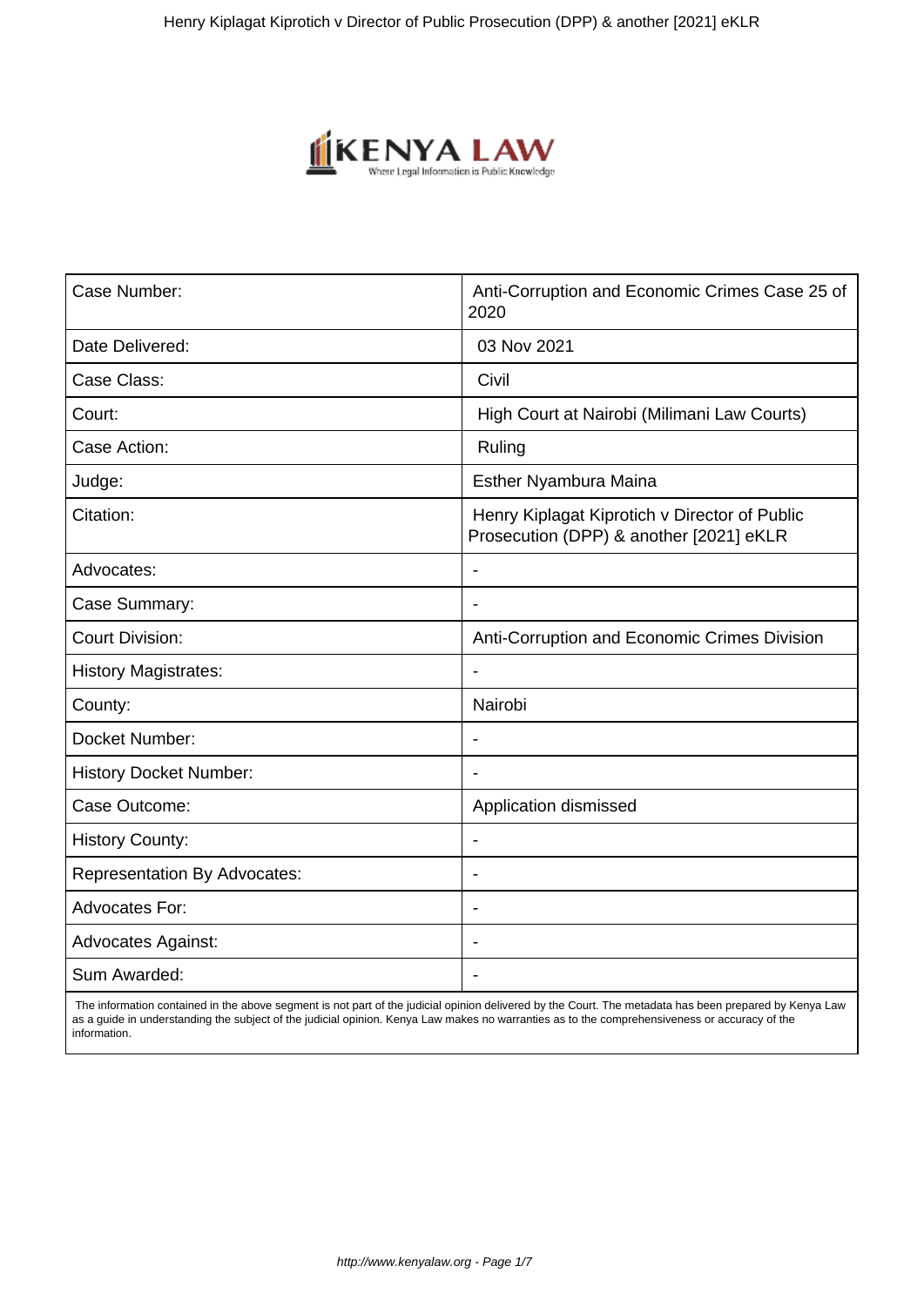| Case Number: | Anti-Corruption and Economic Crimes Case 25 of 2020 |
|---|---|
| Date Delivered: | 03 Nov 2021 |
| Case Class: | Civil |
| Court: | High Court at Nairobi (Milimani Law Courts) |
| Case Action: | Ruling |
| Judge: | Esther Nyambura Maina |
| Citation: | Henry Kiplagat Kiprotich v Director of Public Prosecution (DPP) & another [2021] eKLR |
| Advocates: | - |
| Case Summary: | - |
| Court Division: | Anti-Corruption and Economic Crimes Division |
| History Magistrates: | - |
| County: | Nairobi |
| Docket Number: | - |
| History Docket Number: | - |
| Case Outcome: | Application dismissed |
| History County: | - |
| Representation By Advocates: | - |
| Advocates For: | - |
| Advocates Against: | - |
| Sum Awarded: | - |

The information contained in the above segment is not part of the judicial opinion delivered by the Court. The metadata has been prepared by Kenya Law as a guide in understanding the subject of the judicial opinion. Kenya Law makes no warranties as to the comprehensiveness or accuracy of the information.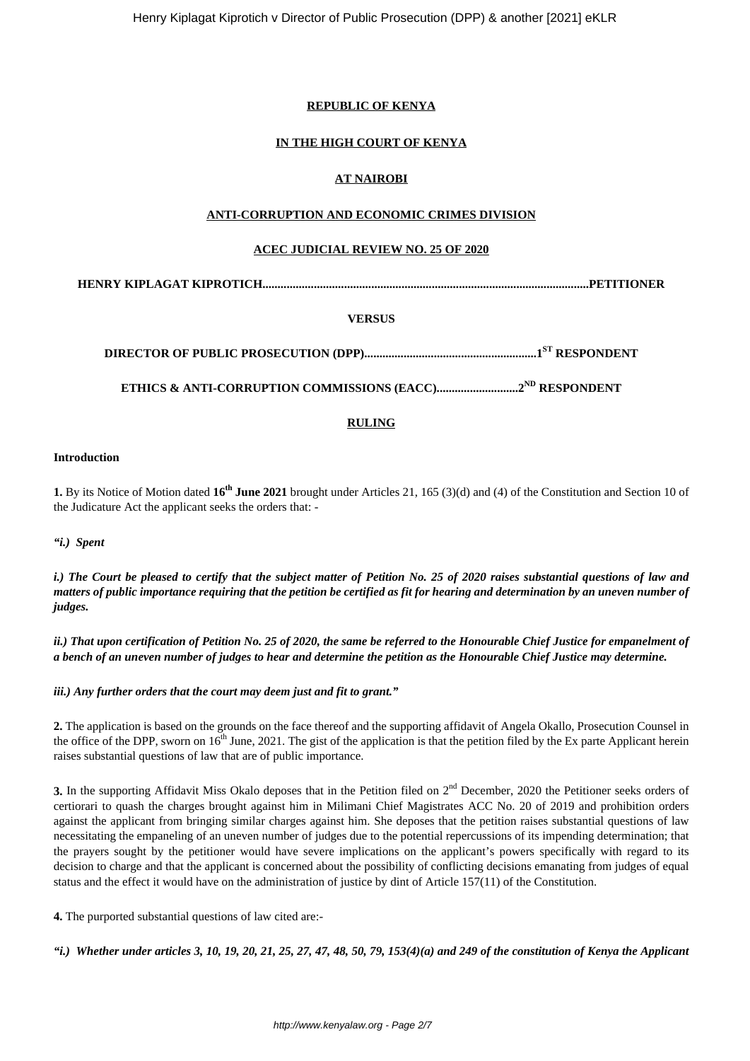**REPUBLIC OF KENYA**

**IN THE HIGH COURT OF KENYA**

**AT NAIROBI**

**ANTI-CORRUPTION AND ECONOMIC CRIMES DIVISION**

**ACEC JUDICIAL REVIEW NO. 25 OF 2020**

**HENRY KIPLAGAT KIPROTICH.............................................................................................................PETITIONER**

**VERSUS**

**DIRECTOR OF PUBLIC PROSECUTION (DPP)........................................................1ST RESPONDENT**

**ETHICS & ANTI-CORRUPTION COMMISSIONS (EACC)...........................2ND RESPONDENT**

**RULING**

**Introduction**

**1.** By its Notice of Motion dated **16th June 2021** brought under Articles 21, 165 (3)(d) and (4) of the Constitution and Section 10 of the Judicature Act the applicant seeks the orders that: -

*"i.) Spent*

***i.) The Court be pleased to certify that the subject matter of Petition No. 25 of 2020 raises substantial questions of law and matters of public importance requiring that the petition be certified as fit for hearing and determination by an uneven number of judges.***

***ii.) That upon certification of Petition No. 25 of 2020, the same be referred to the Honourable Chief Justice for empanelment of a bench of an uneven number of judges to hear and determine the petition as the Honourable Chief Justice may determine.***

***iii.) Any further orders that the court may deem just and fit to grant."***

**2.** The application is based on the grounds on the face thereof and the supporting affidavit of Angela Okallo, Prosecution Counsel in the office of the DPP, sworn on 16th June, 2021. The gist of the application is that the petition filed by the Ex parte Applicant herein raises substantial questions of law that are of public importance.

**3.** In the supporting Affidavit Miss Okalo deposes that in the Petition filed on 2nd December, 2020 the Petitioner seeks orders of certiorari to quash the charges brought against him in Milimani Chief Magistrates ACC No. 20 of 2019 and prohibition orders against the applicant from bringing similar charges against him. She deposes that the petition raises substantial questions of law necessitating the empaneling of an uneven number of judges due to the potential repercussions of its impending determination; that the prayers sought by the petitioner would have severe implications on the applicant's powers specifically with regard to its decision to charge and that the applicant is concerned about the possibility of conflicting decisions emanating from judges of equal status and the effect it would have on the administration of justice by dint of Article 157(11) of the Constitution.

**4.** The purported substantial questions of law cited are:-

***"i.) Whether under articles 3, 10, 19, 20, 21, 25, 27, 47, 48, 50, 79, 153(4)(a) and 249 of the constitution of Kenya the Applicant***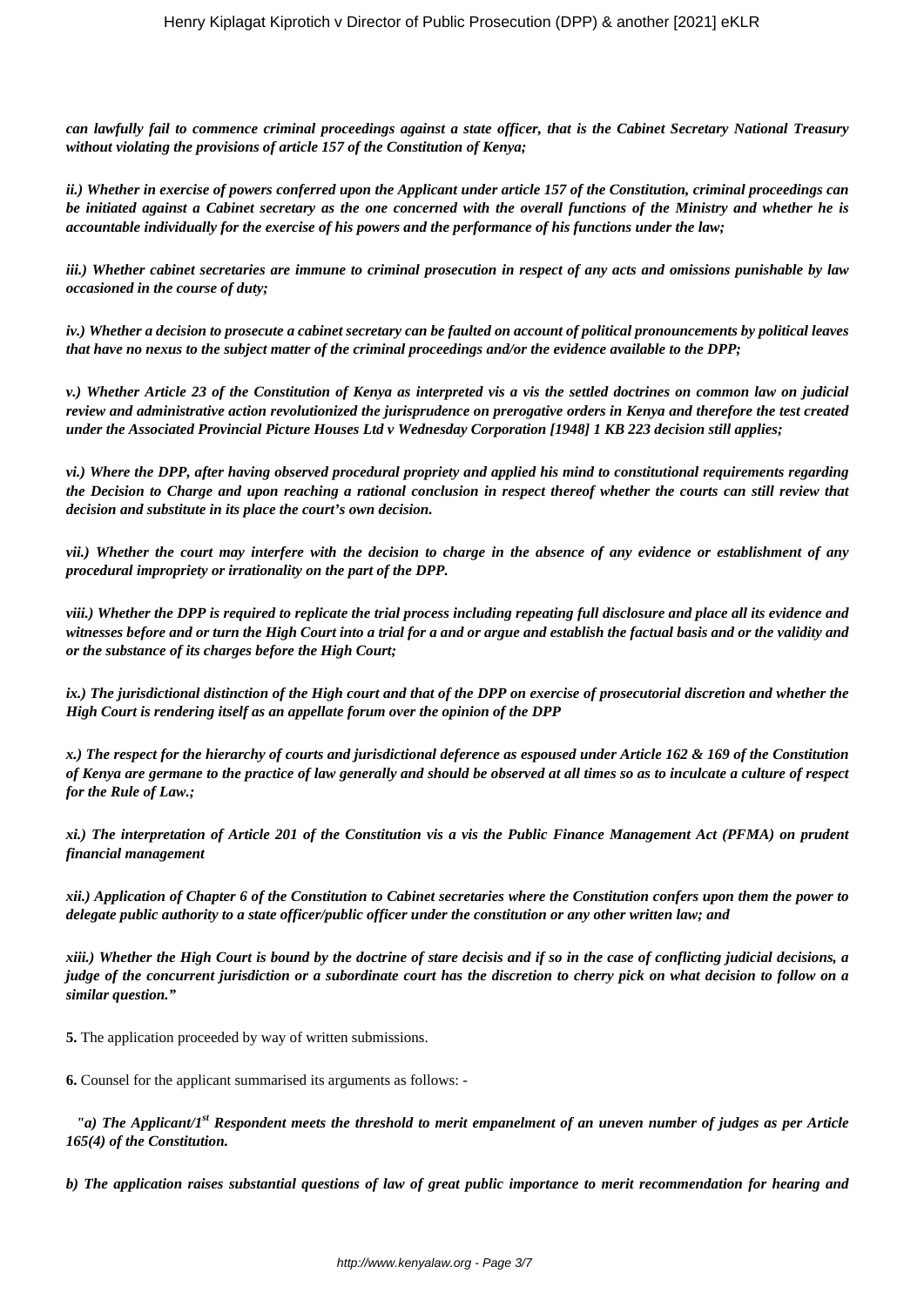***can lawfully fail to commence criminal proceedings against a state officer, that is the Cabinet Secretary National Treasury without violating the provisions of article 157 of the Constitution of Kenya;***

***ii.) Whether in exercise of powers conferred upon the Applicant under article 157 of the Constitution, criminal proceedings can be initiated against a Cabinet secretary as the one concerned with the overall functions of the Ministry and whether he is accountable individually for the exercise of his powers and the performance of his functions under the law;***

***iii.) Whether cabinet secretaries are immune to criminal prosecution in respect of any acts and omissions punishable by law occasioned in the course of duty;***

***iv.) Whether a decision to prosecute a cabinet secretary can be faulted on account of political pronouncements by political leaves that have no nexus to the subject matter of the criminal proceedings and/or the evidence available to the DPP;***

***v.) Whether Article 23 of the Constitution of Kenya as interpreted vis a vis the settled doctrines on common law on judicial review and administrative action revolutionized the jurisprudence on prerogative orders in Kenya and therefore the test created under the Associated Provincial Picture Houses Ltd v Wednesday Corporation [1948] 1 KB 223 decision still applies;***

***vi.) Where the DPP, after having observed procedural propriety and applied his mind to constitutional requirements regarding the Decision to Charge and upon reaching a rational conclusion in respect thereof whether the courts can still review that decision and substitute in its place the court's own decision.***

***vii.) Whether the court may interfere with the decision to charge in the absence of any evidence or establishment of any procedural impropriety or irrationality on the part of the DPP.***

***viii.) Whether the DPP is required to replicate the trial process including repeating full disclosure and place all its evidence and witnesses before and or turn the High Court into a trial for a and or argue and establish the factual basis and or the validity and or the substance of its charges before the High Court;***

***ix.) The jurisdictional distinction of the High court and that of the DPP on exercise of prosecutorial discretion and whether the High Court is rendering itself as an appellate forum over the opinion of the DPP***

***x.) The respect for the hierarchy of courts and jurisdictional deference as espoused under Article 162 & 169 of the Constitution of Kenya are germane to the practice of law generally and should be observed at all times so as to inculcate a culture of respect for the Rule of Law.;***

***xi.) The interpretation of Article 201 of the Constitution vis a vis the Public Finance Management Act (PFMA) on prudent financial management***

***xii.) Application of Chapter 6 of the Constitution to Cabinet secretaries where the Constitution confers upon them the power to delegate public authority to a state officer/public officer under the constitution or any other written law; and***

***xiii.) Whether the High Court is bound by the doctrine of stare decisis and if so in the case of conflicting judicial decisions, a judge of the concurrent jurisdiction or a subordinate court has the discretion to cherry pick on what decision to follow on a similar question."***

**5.** The application proceeded by way of written submissions.

**6.** Counsel for the applicant summarised its arguments as follows: -

***"a) The Applicant/1st Respondent meets the threshold to merit empanelment of an uneven number of judges as per Article 165(4) of the Constitution.***

***b) The application raises substantial questions of law of great public importance to merit recommendation for hearing and***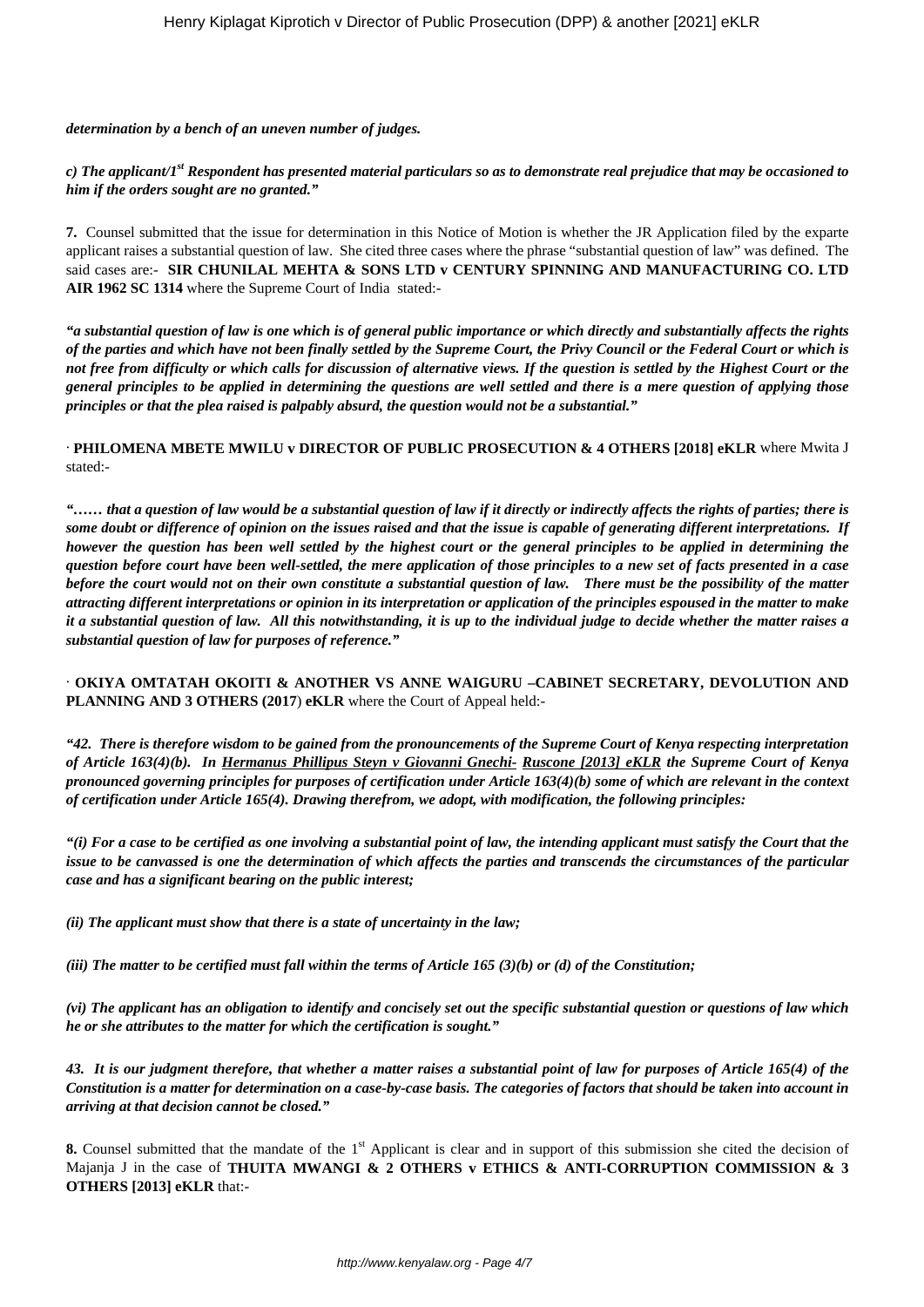***determination by a bench of an uneven number of judges.***

***c) The applicant/1[st] Respondent has presented material particulars so as to demonstrate real prejudice that may be occasioned to him if the orders sought are no granted."***

**7.** Counsel submitted that the issue for determination in this Notice of Motion is whether the JR Application filed by the exparte applicant raises a substantial question of law. She cited three cases where the phrase "substantial question of law" was defined. The said cases are:- **SIR CHUNILAL MEHTA & SONS LTD v CENTURY SPINNING AND MANUFACTURING CO. LTD AIR 1962 SC 1314** where the Supreme Court of India stated:-

***"a substantial question of law is one which is of general public importance or which directly and substantially affects the rights of the parties and which have not been finally settled by the Supreme Court, the Privy Council or the Federal Court or which is not free from difficulty or which calls for discussion of alternative views. If the question is settled by the Highest Court or the general principles to be applied in determining the questions are well settled and there is a mere question of applying those principles or that the plea raised is palpably absurd, the question would not be a substantial."***

· **PHILOMENA MBETE MWILU v DIRECTOR OF PUBLIC PROSECUTION & 4 OTHERS [2018] eKLR** where Mwita J stated:-

***"…… that a question of law would be a substantial question of law if it directly or indirectly affects the rights of parties; there is some doubt or difference of opinion on the issues raised and that the issue is capable of generating different interpretations. If however the question has been well settled by the highest court or the general principles to be applied in determining the question before court have been well-settled, the mere application of those principles to a new set of facts presented in a case before the court would not on their own constitute a substantial question of law. There must be the possibility of the matter attracting different interpretations or opinion in its interpretation or application of the principles espoused in the matter to make it a substantial question of law. All this notwithstanding, it is up to the individual judge to decide whether the matter raises a substantial question of law for purposes of reference."***

· **OKIYA OMTATAH OKOITI & ANOTHER VS ANNE WAIGURU –CABINET SECRETARY, DEVOLUTION AND PLANNING AND 3 OTHERS (2017) eKLR** where the Court of Appeal held:-

***"42. There is therefore wisdom to be gained from the pronouncements of the Supreme Court of Kenya respecting interpretation of Article 163(4)(b). In Hermanus Phillipus Steyn v Giovanni Gnechi- Ruscone [2013] eKLR the Supreme Court of Kenya pronounced governing principles for purposes of certification under Article 163(4)(b) some of which are relevant in the context of certification under Article 165(4). Drawing therefrom, we adopt, with modification, the following principles:***

***"(i) For a case to be certified as one involving a substantial point of law, the intending applicant must satisfy the Court that the issue to be canvassed is one the determination of which affects the parties and transcends the circumstances of the particular case and has a significant bearing on the public interest;***

***(ii) The applicant must show that there is a state of uncertainty in the law;***

***(iii) The matter to be certified must fall within the terms of Article 165 (3)(b) or (d) of the Constitution;***

***(vi) The applicant has an obligation to identify and concisely set out the specific substantial question or questions of law which he or she attributes to the matter for which the certification is sought."***

***43. It is our judgment therefore, that whether a matter raises a substantial point of law for purposes of Article 165(4) of the Constitution is a matter for determination on a case-by-case basis. The categories of factors that should be taken into account in arriving at that decision cannot be closed."***

**8.** Counsel submitted that the mandate of the 1[st] Applicant is clear and in support of this submission she cited the decision of Majanja J in the case of **THUITA MWANGI & 2 OTHERS v ETHICS & ANTI-CORRUPTION COMMISSION & 3 OTHERS [2013] eKLR** that:-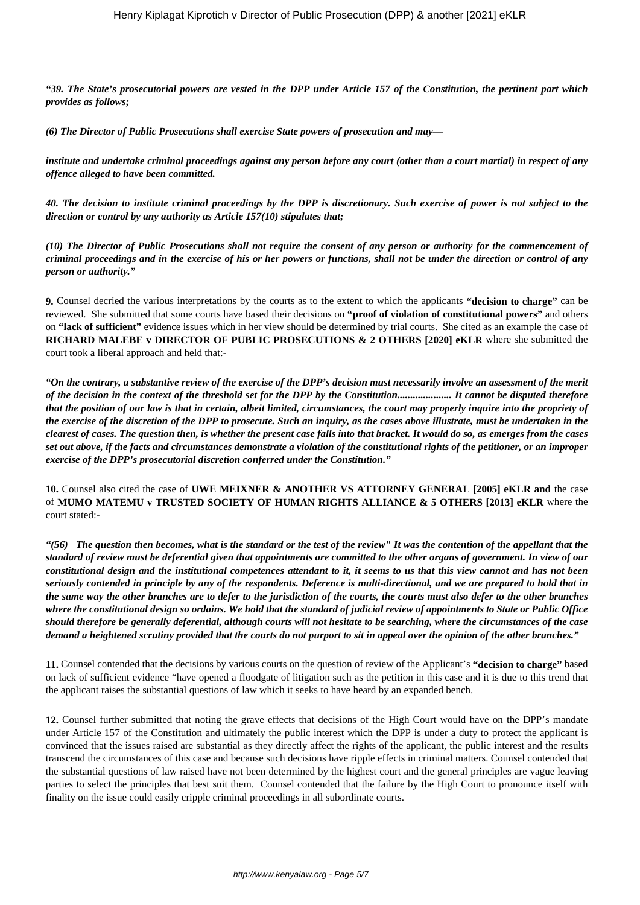***"39. The State's prosecutorial powers are vested in the DPP under Article 157 of the Constitution, the pertinent part which provides as follows;***

***(6) The Director of Public Prosecutions shall exercise State powers of prosecution and may—***

***institute and undertake criminal proceedings against any person before any court (other than a court martial) in respect of any offence alleged to have been committed.***

***40. The decision to institute criminal proceedings by the DPP is discretionary. Such exercise of power is not subject to the direction or control by any authority as Article 157(10) stipulates that;***

***(10) The Director of Public Prosecutions shall not require the consent of any person or authority for the commencement of criminal proceedings and in the exercise of his or her powers or functions, shall not be under the direction or control of any person or authority."***

**9.** Counsel decried the various interpretations by the courts as to the extent to which the applicants **"decision to charge"** can be reviewed. She submitted that some courts have based their decisions on **"proof of violation of constitutional powers"** and others on **"lack of sufficient"** evidence issues which in her view should be determined by trial courts. She cited as an example the case of **RICHARD MALEBE v DIRECTOR OF PUBLIC PROSECUTIONS & 2 OTHERS [2020] eKLR** where she submitted the court took a liberal approach and held that:-

***"On the contrary, a substantive review of the exercise of the DPP's decision must necessarily involve an assessment of the merit of the decision in the context of the threshold set for the DPP by the Constitution..................... It cannot be disputed therefore that the position of our law is that in certain, albeit limited, circumstances, the court may properly inquire into the propriety of the exercise of the discretion of the DPP to prosecute. Such an inquiry, as the cases above illustrate, must be undertaken in the clearest of cases. The question then, is whether the present case falls into that bracket. It would do so, as emerges from the cases set out above, if the facts and circumstances demonstrate a violation of the constitutional rights of the petitioner, or an improper exercise of the DPP's prosecutorial discretion conferred under the Constitution."***

**10.** Counsel also cited the case of **UWE MEIXNER & ANOTHER VS ATTORNEY GENERAL [2005] eKLR and** the case of **MUMO MATEMU v TRUSTED SOCIETY OF HUMAN RIGHTS ALLIANCE & 5 OTHERS [2013] eKLR** where the court stated:-

***"(56) The question then becomes, what is the standard or the test of the review" It was the contention of the appellant that the standard of review must be deferential given that appointments are committed to the other organs of government. In view of our constitutional design and the institutional competences attendant to it, it seems to us that this view cannot and has not been seriously contended in principle by any of the respondents. Deference is multi-directional, and we are prepared to hold that in the same way the other branches are to defer to the jurisdiction of the courts, the courts must also defer to the other branches where the constitutional design so ordains. We hold that the standard of judicial review of appointments to State or Public Office should therefore be generally deferential, although courts will not hesitate to be searching, where the circumstances of the case demand a heightened scrutiny provided that the courts do not purport to sit in appeal over the opinion of the other branches."***

**11.** Counsel contended that the decisions by various courts on the question of review of the Applicant's **"decision to charge"** based on lack of sufficient evidence "have opened a floodgate of litigation such as the petition in this case and it is due to this trend that the applicant raises the substantial questions of law which it seeks to have heard by an expanded bench.

**12.** Counsel further submitted that noting the grave effects that decisions of the High Court would have on the DPP's mandate under Article 157 of the Constitution and ultimately the public interest which the DPP is under a duty to protect the applicant is convinced that the issues raised are substantial as they directly affect the rights of the applicant, the public interest and the results transcend the circumstances of this case and because such decisions have ripple effects in criminal matters. Counsel contended that the substantial questions of law raised have not been determined by the highest court and the general principles are vague leaving parties to select the principles that best suit them. Counsel contended that the failure by the High Court to pronounce itself with finality on the issue could easily cripple criminal proceedings in all subordinate courts.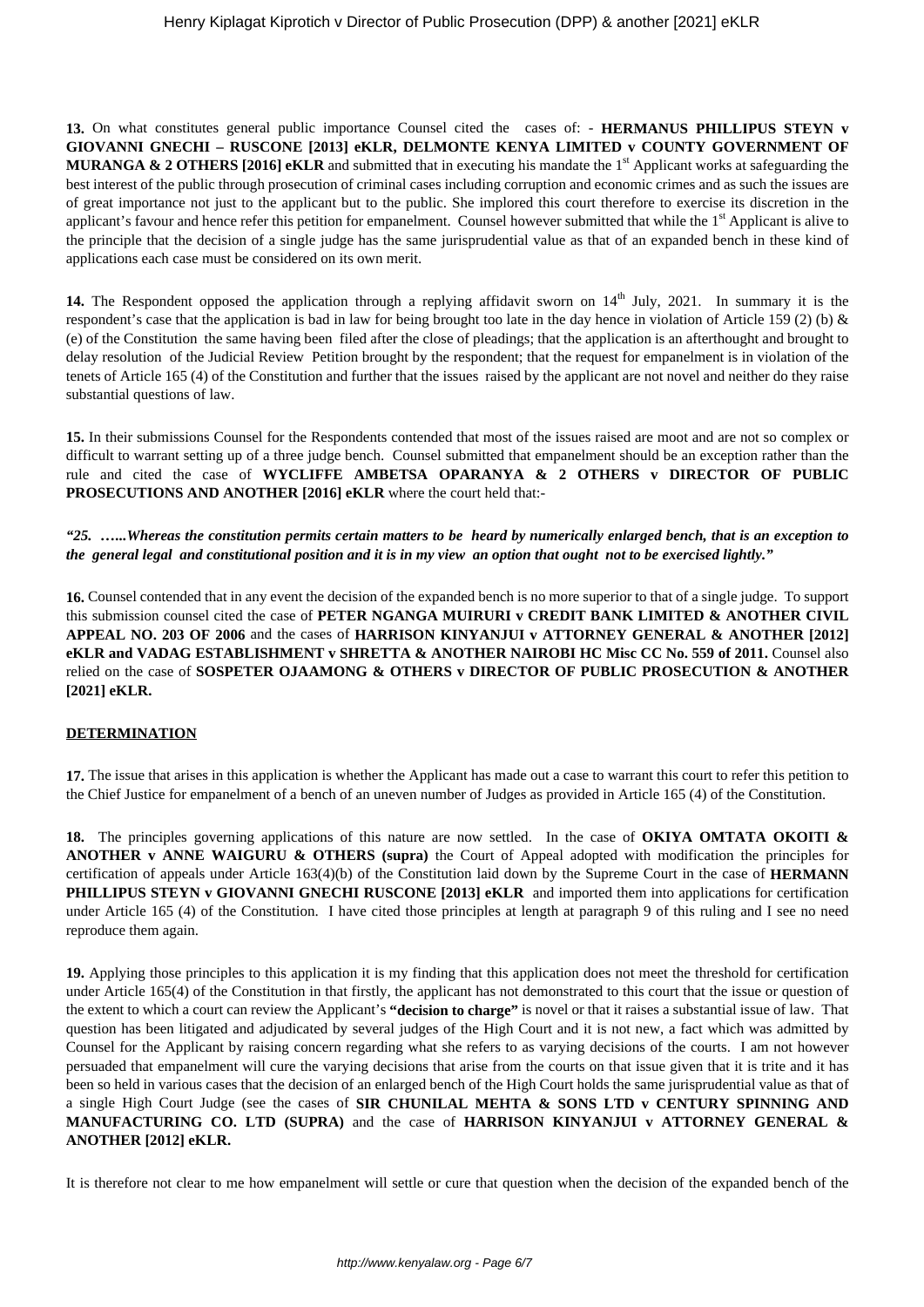**13.** On what constitutes general public importance Counsel cited the cases of: - **HERMANUS PHILLIPUS STEYN v GIOVANNI GNECHI – RUSCONE [2013] eKLR, DELMONTE KENYA LIMITED v COUNTY GOVERNMENT OF MURANGA & 2 OTHERS [2016] eKLR** and submitted that in executing his mandate the 1st Applicant works at safeguarding the best interest of the public through prosecution of criminal cases including corruption and economic crimes and as such the issues are of great importance not just to the applicant but to the public. She implored this court therefore to exercise its discretion in the applicant's favour and hence refer this petition for empanelment. Counsel however submitted that while the 1st Applicant is alive to the principle that the decision of a single judge has the same jurisprudential value as that of an expanded bench in these kind of applications each case must be considered on its own merit.

**14.** The Respondent opposed the application through a replying affidavit sworn on 14th July, 2021. In summary it is the respondent's case that the application is bad in law for being brought too late in the day hence in violation of Article 159 (2) (b) & (e) of the Constitution the same having been filed after the close of pleadings; that the application is an afterthought and brought to delay resolution of the Judicial Review Petition brought by the respondent; that the request for empanelment is in violation of the tenets of Article 165 (4) of the Constitution and further that the issues raised by the applicant are not novel and neither do they raise substantial questions of law.

**15.** In their submissions Counsel for the Respondents contended that most of the issues raised are moot and are not so complex or difficult to warrant setting up of a three judge bench. Counsel submitted that empanelment should be an exception rather than the rule and cited the case of **WYCLIFFE AMBETSA OPARANYA & 2 OTHERS v DIRECTOR OF PUBLIC PROSECUTIONS AND ANOTHER [2016] eKLR** where the court held that:-

***"25. …...Whereas the constitution permits certain matters to be heard by numerically enlarged bench, that is an exception to the general legal and constitutional position and it is in my view an option that ought not to be exercised lightly."***

**16.** Counsel contended that in any event the decision of the expanded bench is no more superior to that of a single judge. To support this submission counsel cited the case of **PETER NGANGA MUIRURI v CREDIT BANK LIMITED & ANOTHER CIVIL APPEAL NO. 203 OF 2006** and the cases of **HARRISON KINYANJUI v ATTORNEY GENERAL & ANOTHER [2012] eKLR and VADAG ESTABLISHMENT v SHRETTA & ANOTHER NAIROBI HC Misc CC No. 559 of 2011.** Counsel also relied on the case of **SOSPETER OJAAMONG & OTHERS v DIRECTOR OF PUBLIC PROSECUTION & ANOTHER [2021] eKLR.**

## DETERMINATION

**17.** The issue that arises in this application is whether the Applicant has made out a case to warrant this court to refer this petition to the Chief Justice for empanelment of a bench of an uneven number of Judges as provided in Article 165 (4) of the Constitution.

**18.** The principles governing applications of this nature are now settled. In the case of **OKIYA OMTATA OKOITI & ANOTHER v ANNE WAIGURU & OTHERS (supra)** the Court of Appeal adopted with modification the principles for certification of appeals under Article 163(4)(b) of the Constitution laid down by the Supreme Court in the case of **HERMANN PHILLIPUS STEYN v GIOVANNI GNECHI RUSCONE [2013] eKLR** and imported them into applications for certification under Article 165 (4) of the Constitution. I have cited those principles at length at paragraph 9 of this ruling and I see no need reproduce them again.

**19.** Applying those principles to this application it is my finding that this application does not meet the threshold for certification under Article 165(4) of the Constitution in that firstly, the applicant has not demonstrated to this court that the issue or question of the extent to which a court can review the Applicant's **"decision to charge"** is novel or that it raises a substantial issue of law. That question has been litigated and adjudicated by several judges of the High Court and it is not new, a fact which was admitted by Counsel for the Applicant by raising concern regarding what she refers to as varying decisions of the courts. I am not however persuaded that empanelment will cure the varying decisions that arise from the courts on that issue given that it is trite and it has been so held in various cases that the decision of an enlarged bench of the High Court holds the same jurisprudential value as that of a single High Court Judge (see the cases of **SIR CHUNILAL MEHTA & SONS LTD v CENTURY SPINNING AND MANUFACTURING CO. LTD (SUPRA)** and the case of **HARRISON KINYANJUI v ATTORNEY GENERAL & ANOTHER [2012] eKLR.**

It is therefore not clear to me how empanelment will settle or cure that question when the decision of the expanded bench of the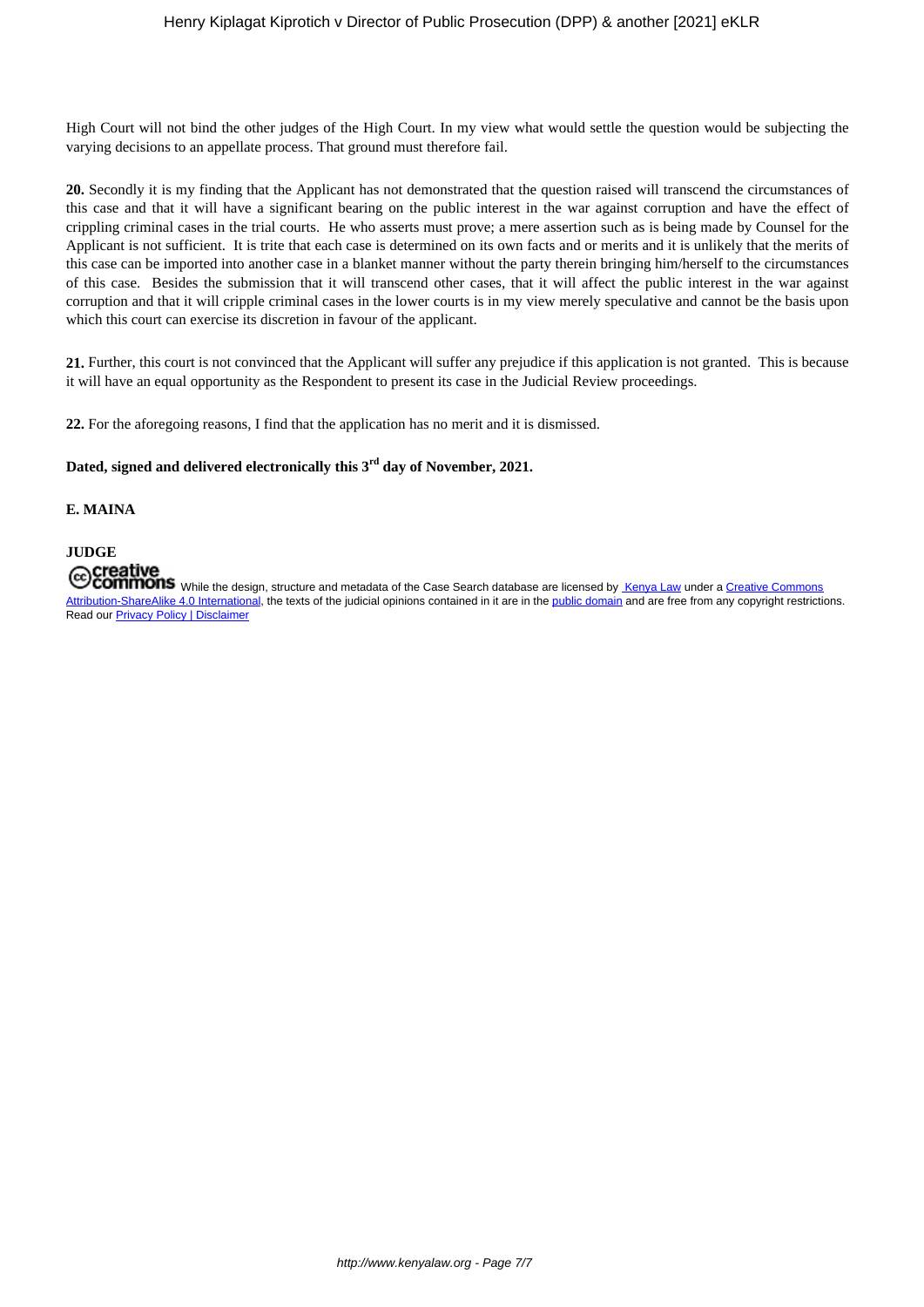High Court will not bind the other judges of the High Court. In my view what would settle the question would be subjecting the varying decisions to an appellate process. That ground must therefore fail.

**20.** Secondly it is my finding that the Applicant has not demonstrated that the question raised will transcend the circumstances of this case and that it will have a significant bearing on the public interest in the war against corruption and have the effect of crippling criminal cases in the trial courts. He who asserts must prove; a mere assertion such as is being made by Counsel for the Applicant is not sufficient. It is trite that each case is determined on its own facts and or merits and it is unlikely that the merits of this case can be imported into another case in a blanket manner without the party therein bringing him/herself to the circumstances of this case. Besides the submission that it will transcend other cases, that it will affect the public interest in the war against corruption and that it will cripple criminal cases in the lower courts is in my view merely speculative and cannot be the basis upon which this court can exercise its discretion in favour of the applicant.

**21.** Further, this court is not convinced that the Applicant will suffer any prejudice if this application is not granted. This is because it will have an equal opportunity as the Respondent to present its case in the Judicial Review proceedings.

**22.** For the aforegoing reasons, I find that the application has no merit and it is dismissed.

**Dated, signed and delivered electronically this 3rd day of November, 2021.**

**E. MAINA**

**JUDGE**

While the design, structure and metadata of the Case Search database are licensed by Kenya Law under a Creative Commons Attribution-ShareAlike 4.0 International, the texts of the judicial opinions contained in it are in the public domain and are free from any copyright restrictions. Read our Privacy Policy | Disclaimer